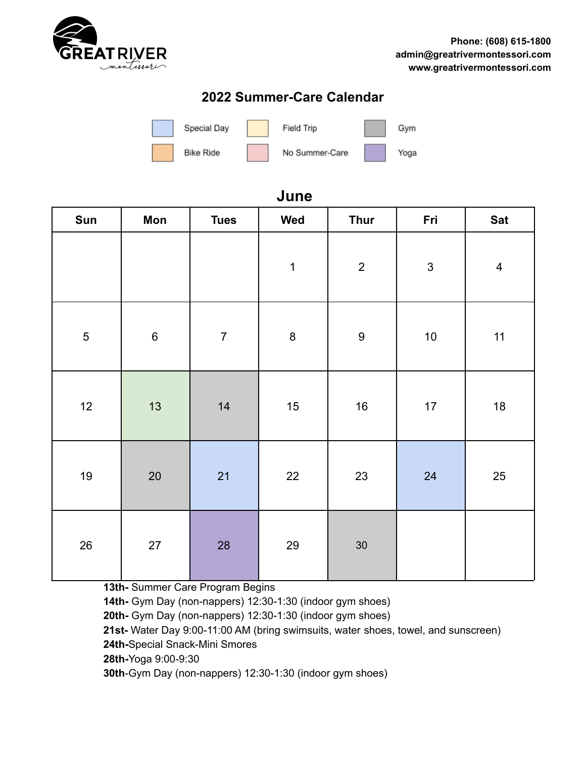**GREAT RIVER** montessori

**Phone: (608) 615-1800**
**admin@greatrivermontessori.com**
**www.greatrivermontessori.com**

## 2022 Summer-Care Calendar

| | | |
|---|---|---|
| Special Day | Field Trip | Gym |
| Bike Ride | No Summer-Care | Yoga |

### June

| Sun | Mon | Tues | Wed | Thur | Fri | Sat |
|---|---|---|---|---|---|---|
| | | | 1 | 2 | 3 | 4 |
| 5 | 6 | 7 | 8 | 9 | 10 | 11 |
| 12 | 13 | 14 | 15 | 16 | 17 | 18 |
| 19 | 20 | 21 | 22 | 23 | 24 | 25 |
| 26 | 27 | 28 | 29 | 30 | | |

**13th-** Summer Care Program Begins
**14th-** Gym Day (non-nappers) 12:30-1:30 (indoor gym shoes)
**20th-** Gym Day (non-nappers) 12:30-1:30 (indoor gym shoes)
**21st-** Water Day 9:00-11:00 AM (bring swimsuits, water shoes, towel, and sunscreen)
**24th-**Special Snack-Mini Smores
**28th-**Yoga 9:00-9:30
**30th-**Gym Day (non-nappers) 12:30-1:30 (indoor gym shoes)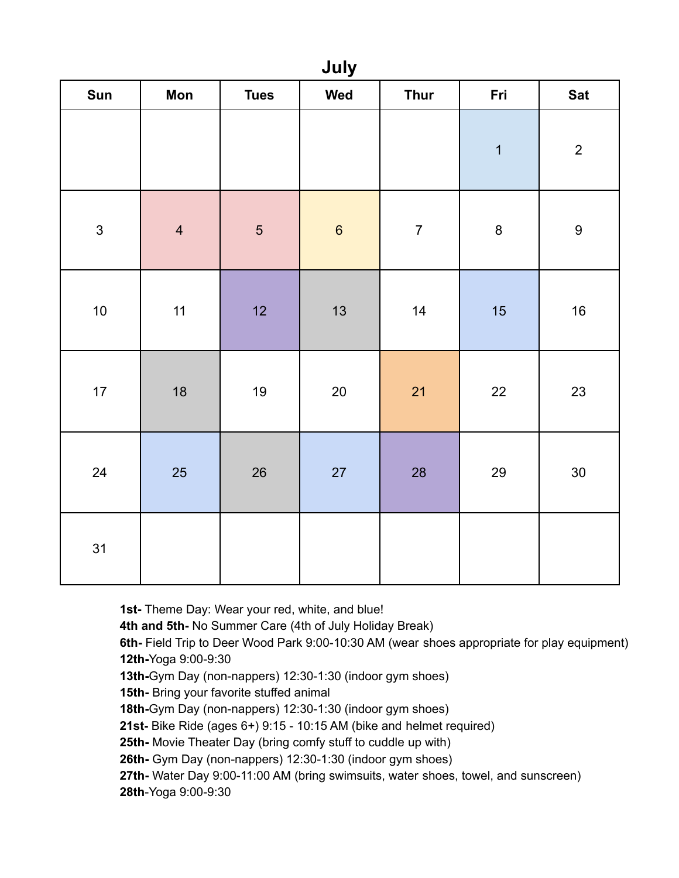# July

| Sun | Mon | Tues | Wed | Thur | Fri | Sat |
|---|---|---|---|---|---|---|
| | | | | | 1 | 2 |
| 3 | 4 | 5 | 6 | 7 | 8 | 9 |
| 10 | 11 | 12 | 13 | 14 | 15 | 16 |
| 17 | 18 | 19 | 20 | 21 | 22 | 23 |
| 24 | 25 | 26 | 27 | 28 | 29 | 30 |
| 31 | | | | | | |

**1st-** Theme Day: Wear your red, white, and blue!
**4th and 5th-** No Summer Care (4th of July Holiday Break)
**6th-** Field Trip to Deer Wood Park 9:00-10:30 AM (wear shoes appropriate for play equipment)
**12th-**Yoga 9:00-9:30
**13th-**Gym Day (non-nappers) 12:30-1:30 (indoor gym shoes)
**15th-** Bring your favorite stuffed animal
**18th-**Gym Day (non-nappers) 12:30-1:30 (indoor gym shoes)
**21st-** Bike Ride (ages 6+) 9:15 - 10:15 AM (bike and helmet required)
**25th-** Movie Theater Day (bring comfy stuff to cuddle up with)
**26th-** Gym Day (non-nappers) 12:30-1:30 (indoor gym shoes)
**27th-** Water Day 9:00-11:00 AM (bring swimsuits, water shoes, towel, and sunscreen)
**28th**-Yoga 9:00-9:30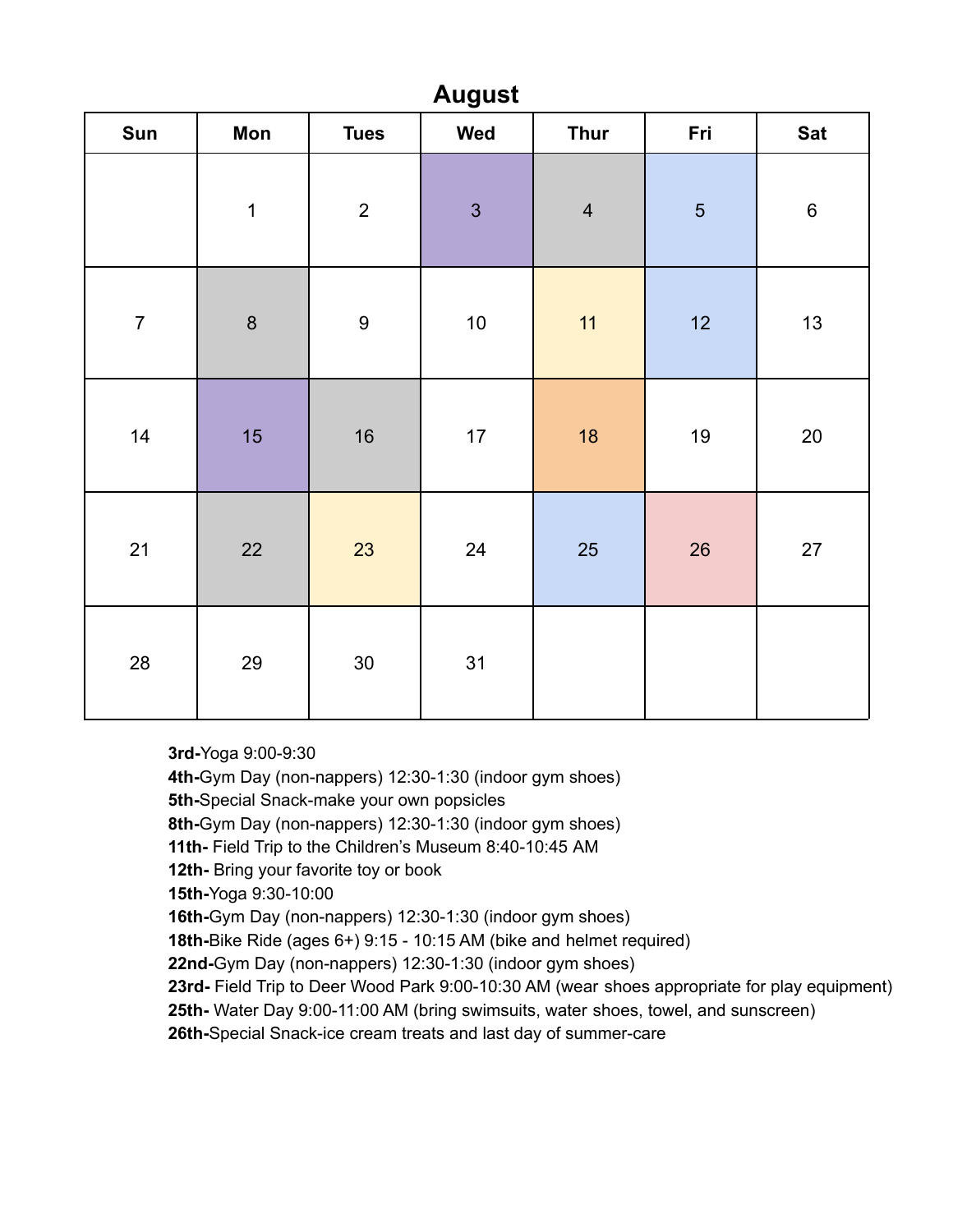# August

| Sun | Mon | Tues | Wed | Thur | Fri | Sat |
|---|---|---|---|---|---|---|
| | 1 | 2 | 3 | 4 | 5 | 6 |
| 7 | 8 | 9 | 10 | 11 | 12 | 13 |
| 14 | 15 | 16 | 17 | 18 | 19 | 20 |
| 21 | 22 | 23 | 24 | 25 | 26 | 27 |
| 28 | 29 | 30 | 31 | | | |

**3rd-**Yoga 9:00-9:30
**4th-**Gym Day (non-nappers) 12:30-1:30 (indoor gym shoes)
**5th-**Special Snack-make your own popsicles
**8th-**Gym Day (non-nappers) 12:30-1:30 (indoor gym shoes)
**11th-** Field Trip to the Children's Museum 8:40-10:45 AM
**12th-** Bring your favorite toy or book
**15th-**Yoga 9:30-10:00
**16th-**Gym Day (non-nappers) 12:30-1:30 (indoor gym shoes)
**18th-**Bike Ride (ages 6+) 9:15 - 10:15 AM (bike and helmet required)
**22nd-**Gym Day (non-nappers) 12:30-1:30 (indoor gym shoes)
**23rd-** Field Trip to Deer Wood Park 9:00-10:30 AM (wear shoes appropriate for play equipment)
**25th-** Water Day 9:00-11:00 AM (bring swimsuits, water shoes, towel, and sunscreen)
**26th-**Special Snack-ice cream treats and last day of summer-care